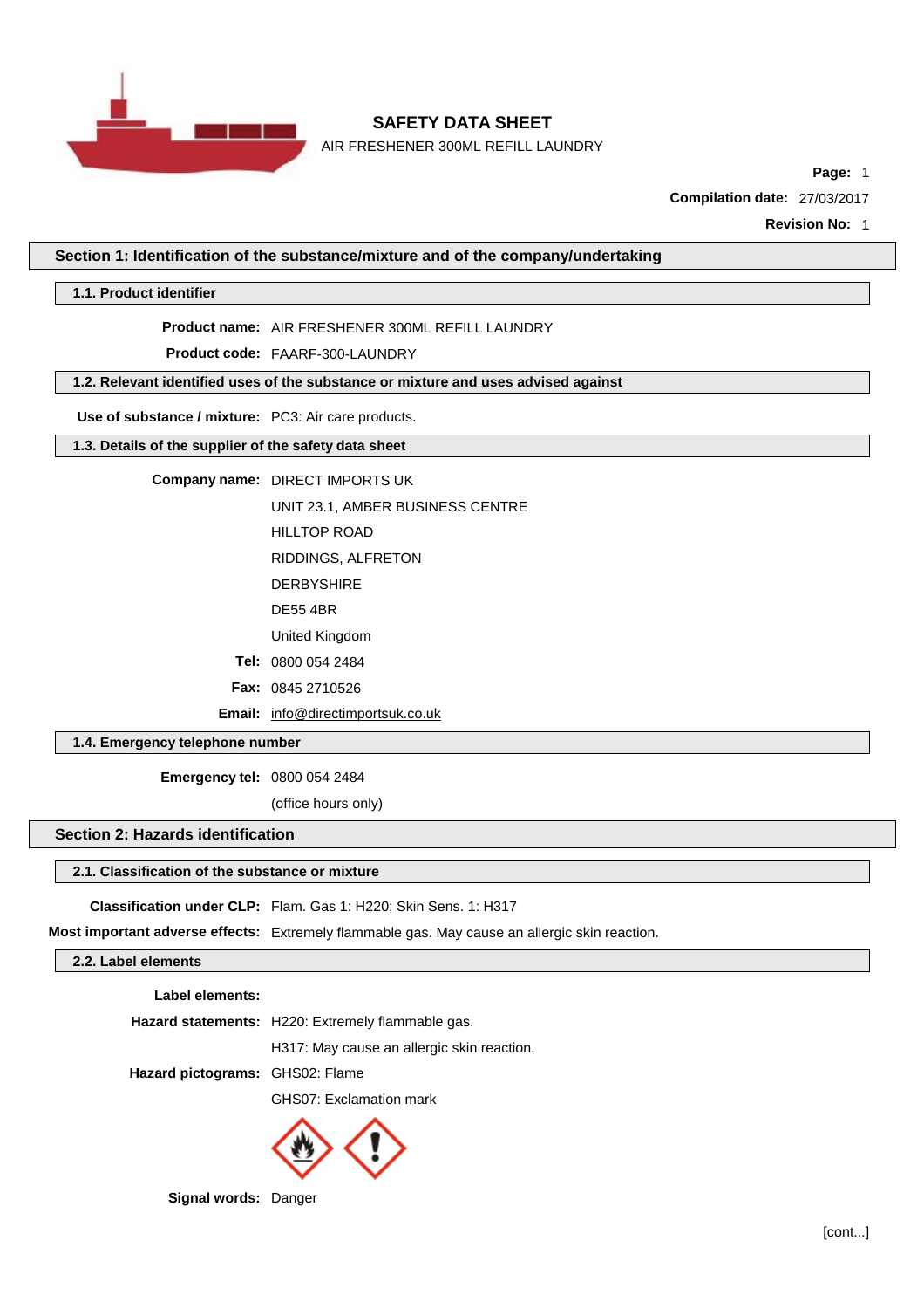# SAFETY DATA SHEET

AIR FRESHENER 300ML REFILL LAUNDRY

**Page:** 1

**Compilation date:** 27/03/2017

**Revision No:** 1

## Section 1: Identification of the substance/mixture and of the company/undertaking

### 1.1. Product identifier

**Product name:** AIR FRESHENER 300ML REFILL LAUNDRY

**Product code:** FAARF-300-LAUNDRY

### 1.2. Relevant identified uses of the substance or mixture and uses advised against

**Use of substance / mixture:** PC3: Air care products.

### 1.3. Details of the supplier of the safety data sheet

**Company name:** DIRECT IMPORTS UK

UNIT 23.1, AMBER BUSINESS CENTRE

HILLTOP ROAD

RIDDINGS, ALFRETON

DERBYSHIRE

DE55 4BR

United Kingdom

**Tel:** 0800 054 2484

**Fax:** 0845 2710526

**Email:** info@directimportsuk.co.uk

### 1.4. Emergency telephone number

**Emergency tel:** 0800 054 2484

(office hours only)

## Section 2: Hazards identification

### 2.1. Classification of the substance or mixture

**Classification under CLP:** Flam. Gas 1: H220; Skin Sens. 1: H317

**Most important adverse effects:** Extremely flammable gas. May cause an allergic skin reaction.

### 2.2. Label elements

**Label elements:**

**Hazard statements:** H220: Extremely flammable gas.

H317: May cause an allergic skin reaction.

**Hazard pictograms:** GHS02: Flame

GHS07: Exclamation mark

**Signal words:** Danger

[cont...]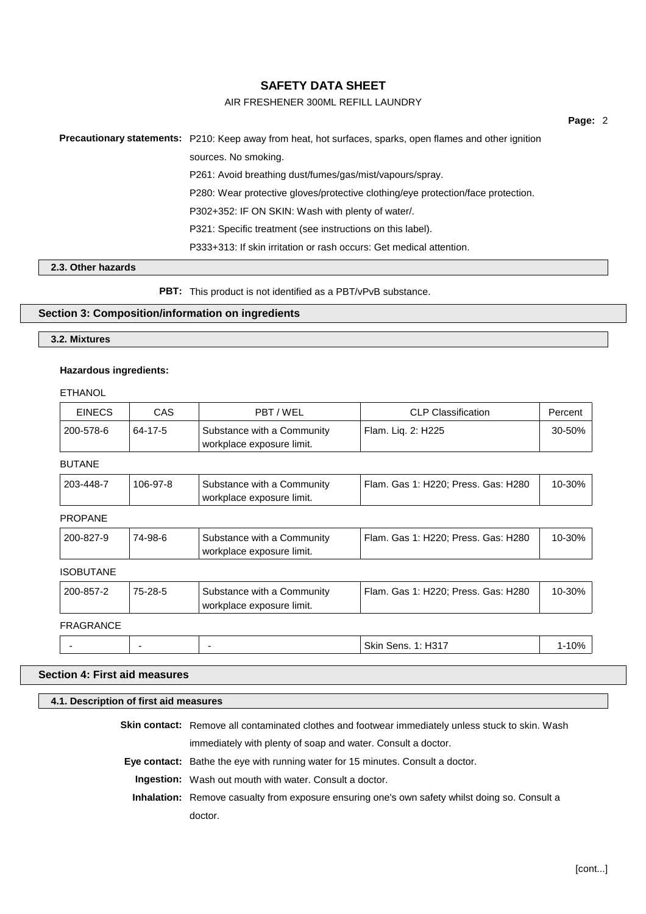**Precautionary statements:** P210: Keep away from heat, hot surfaces, sparks, open flames and other ignition sources. No smoking.

P261: Avoid breathing dust/fumes/gas/mist/vapours/spray.

P280: Wear protective gloves/protective clothing/eye protection/face protection.

P302+352: IF ON SKIN: Wash with plenty of water/.

P321: Specific treatment (see instructions on this label).

P333+313: If skin irritation or rash occurs: Get medical attention.

### 2.3. Other hazards

**PBT:** This product is not identified as a PBT/vPvB substance.

## Section 3: Composition/information on ingredients

### 3.2. Mixtures

**Hazardous ingredients:**

ETHANOL

| EINECS | CAS | PBT / WEL | CLP Classification | Percent |
|---|---|---|---|---|
| 200-578-6 | 64-17-5 | Substance with a Community workplace exposure limit. | Flam. Liq. 2: H225 | 30-50% |

BUTANE

| EINECS | CAS | PBT / WEL | CLP Classification | Percent |
|---|---|---|---|---|
| 203-448-7 | 106-97-8 | Substance with a Community workplace exposure limit. | Flam. Gas 1: H220; Press. Gas: H280 | 10-30% |

PROPANE

| EINECS | CAS | PBT / WEL | CLP Classification | Percent |
|---|---|---|---|---|
| 200-827-9 | 74-98-6 | Substance with a Community workplace exposure limit. | Flam. Gas 1: H220; Press. Gas: H280 | 10-30% |

ISOBUTANE

| EINECS | CAS | PBT / WEL | CLP Classification | Percent |
|---|---|---|---|---|
| 200-857-2 | 75-28-5 | Substance with a Community workplace exposure limit. | Flam. Gas 1: H220; Press. Gas: H280 | 10-30% |

FRAGRANCE

| EINECS | CAS | PBT / WEL | CLP Classification | Percent |
|---|---|---|---|---|
| - | - | - | Skin Sens. 1: H317 | 1-10% |

## Section 4: First aid measures

### 4.1. Description of first aid measures

**Skin contact:** Remove all contaminated clothes and footwear immediately unless stuck to skin. Wash immediately with plenty of soap and water. Consult a doctor.

**Eye contact:** Bathe the eye with running water for 15 minutes. Consult a doctor.

**Ingestion:** Wash out mouth with water. Consult a doctor.

**Inhalation:** Remove casualty from exposure ensuring one's own safety whilst doing so. Consult a doctor.

[cont...]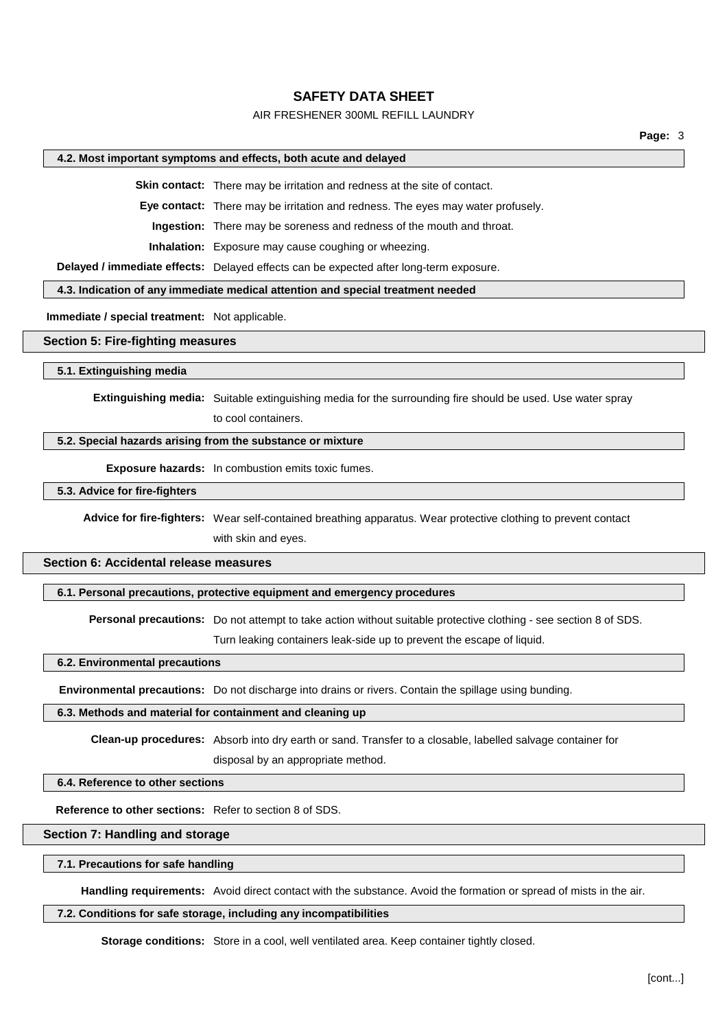#### 4.2. Most important symptoms and effects, both acute and delayed

**Skin contact:** There may be irritation and redness at the site of contact.

**Eye contact:** There may be irritation and redness. The eyes may water profusely.

**Ingestion:** There may be soreness and redness of the mouth and throat.

**Inhalation:** Exposure may cause coughing or wheezing.

**Delayed / immediate effects:** Delayed effects can be expected after long-term exposure.

#### 4.3. Indication of any immediate medical attention and special treatment needed

**Immediate / special treatment:** Not applicable.

### Section 5: Fire-fighting measures

#### 5.1. Extinguishing media

**Extinguishing media:** Suitable extinguishing media for the surrounding fire should be used. Use water spray to cool containers.

#### 5.2. Special hazards arising from the substance or mixture

**Exposure hazards:** In combustion emits toxic fumes.

#### 5.3. Advice for fire-fighters

**Advice for fire-fighters:** Wear self-contained breathing apparatus. Wear protective clothing to prevent contact with skin and eyes.

### Section 6: Accidental release measures

#### 6.1. Personal precautions, protective equipment and emergency procedures

**Personal precautions:** Do not attempt to take action without suitable protective clothing - see section 8 of SDS. Turn leaking containers leak-side up to prevent the escape of liquid.

#### 6.2. Environmental precautions

**Environmental precautions:** Do not discharge into drains or rivers. Contain the spillage using bunding.

#### 6.3. Methods and material for containment and cleaning up

**Clean-up procedures:** Absorb into dry earth or sand. Transfer to a closable, labelled salvage container for disposal by an appropriate method.

#### 6.4. Reference to other sections

**Reference to other sections:** Refer to section 8 of SDS.

### Section 7: Handling and storage

#### 7.1. Precautions for safe handling

**Handling requirements:** Avoid direct contact with the substance. Avoid the formation or spread of mists in the air.

#### 7.2. Conditions for safe storage, including any incompatibilities

**Storage conditions:** Store in a cool, well ventilated area. Keep container tightly closed.

[cont...]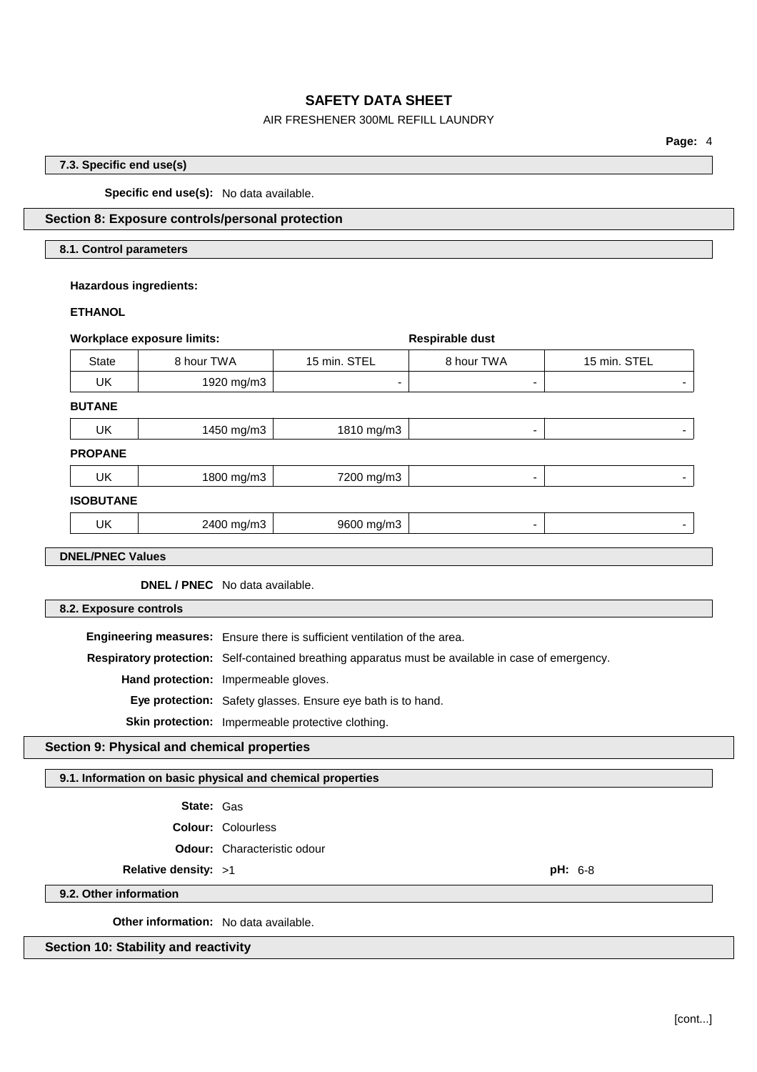### 7.3. Specific end use(s)

**Specific end use(s):** No data available.

## Section 8: Exposure controls/personal protection

### 8.1. Control parameters

**Hazardous ingredients:**

**ETHANOL**

| Workplace exposure limits: | | | Respirable dust | |
|---|---|---|---|---|
| State | 8 hour TWA | 15 min. STEL | 8 hour TWA | 15 min. STEL |
| UK | 1920 mg/m3 | - | - | - |

**BUTANE**

| State | 8 hour TWA | 15 min. STEL | 8 hour TWA | 15 min. STEL |
|---|---|---|---|---|
| UK | 1450 mg/m3 | 1810 mg/m3 | - | - |

**PROPANE**

| State | 8 hour TWA | 15 min. STEL | 8 hour TWA | 15 min. STEL |
|---|---|---|---|---|
| UK | 1800 mg/m3 | 7200 mg/m3 | - | - |

**ISOBUTANE**

| State | 8 hour TWA | 15 min. STEL | 8 hour TWA | 15 min. STEL |
|---|---|---|---|---|
| UK | 2400 mg/m3 | 9600 mg/m3 | - | - |

### DNEL/PNEC Values

**DNEL / PNEC** No data available.

### 8.2. Exposure controls

**Engineering measures:** Ensure there is sufficient ventilation of the area.

**Respiratory protection:** Self-contained breathing apparatus must be available in case of emergency.

**Hand protection:** Impermeable gloves.

**Eye protection:** Safety glasses. Ensure eye bath is to hand.

**Skin protection:** Impermeable protective clothing.

## Section 9: Physical and chemical properties

### 9.1. Information on basic physical and chemical properties

**State:** Gas

**Colour:** Colourless

**Odour:** Characteristic odour

**Relative density:** >1

**pH:** 6-8

### 9.2. Other information

**Other information:** No data available.

## Section 10: Stability and reactivity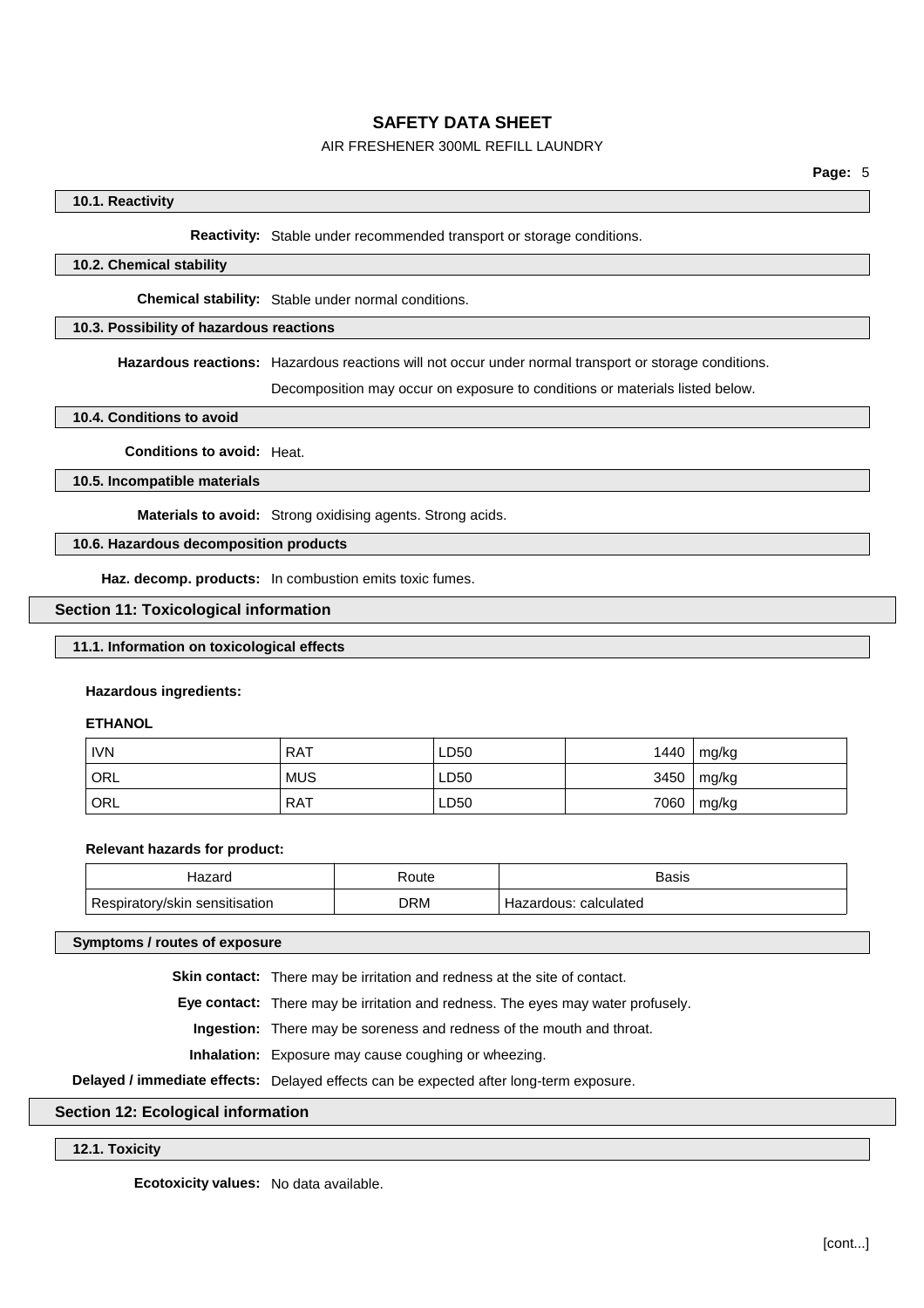### 10.1. Reactivity

**Reactivity:** Stable under recommended transport or storage conditions.

### 10.2. Chemical stability

**Chemical stability:** Stable under normal conditions.

### 10.3. Possibility of hazardous reactions

**Hazardous reactions:** Hazardous reactions will not occur under normal transport or storage conditions.

Decomposition may occur on exposure to conditions or materials listed below.

### 10.4. Conditions to avoid

**Conditions to avoid:** Heat.

### 10.5. Incompatible materials

**Materials to avoid:** Strong oxidising agents. Strong acids.

### 10.6. Hazardous decomposition products

**Haz. decomp. products:** In combustion emits toxic fumes.

## Section 11: Toxicological information

### 11.1. Information on toxicological effects

**Hazardous ingredients:**

**ETHANOL**

| | | | | |
|---|---|---|---|---|
| IVN | RAT | LD50 | 1440 | mg/kg |
| ORL | MUS | LD50 | 3450 | mg/kg |
| ORL | RAT | LD50 | 7060 | mg/kg |

**Relevant hazards for product:**

| Hazard | Route | Basis |
|---|---|---|
| Respiratory/skin sensitisation | DRM | Hazardous: calculated |

### Symptoms / routes of exposure

**Skin contact:** There may be irritation and redness at the site of contact.

**Eye contact:** There may be irritation and redness. The eyes may water profusely.

**Ingestion:** There may be soreness and redness of the mouth and throat.

**Inhalation:** Exposure may cause coughing or wheezing.

**Delayed / immediate effects:** Delayed effects can be expected after long-term exposure.

## Section 12: Ecological information

### 12.1. Toxicity

**Ecotoxicity values:** No data available.

[cont...]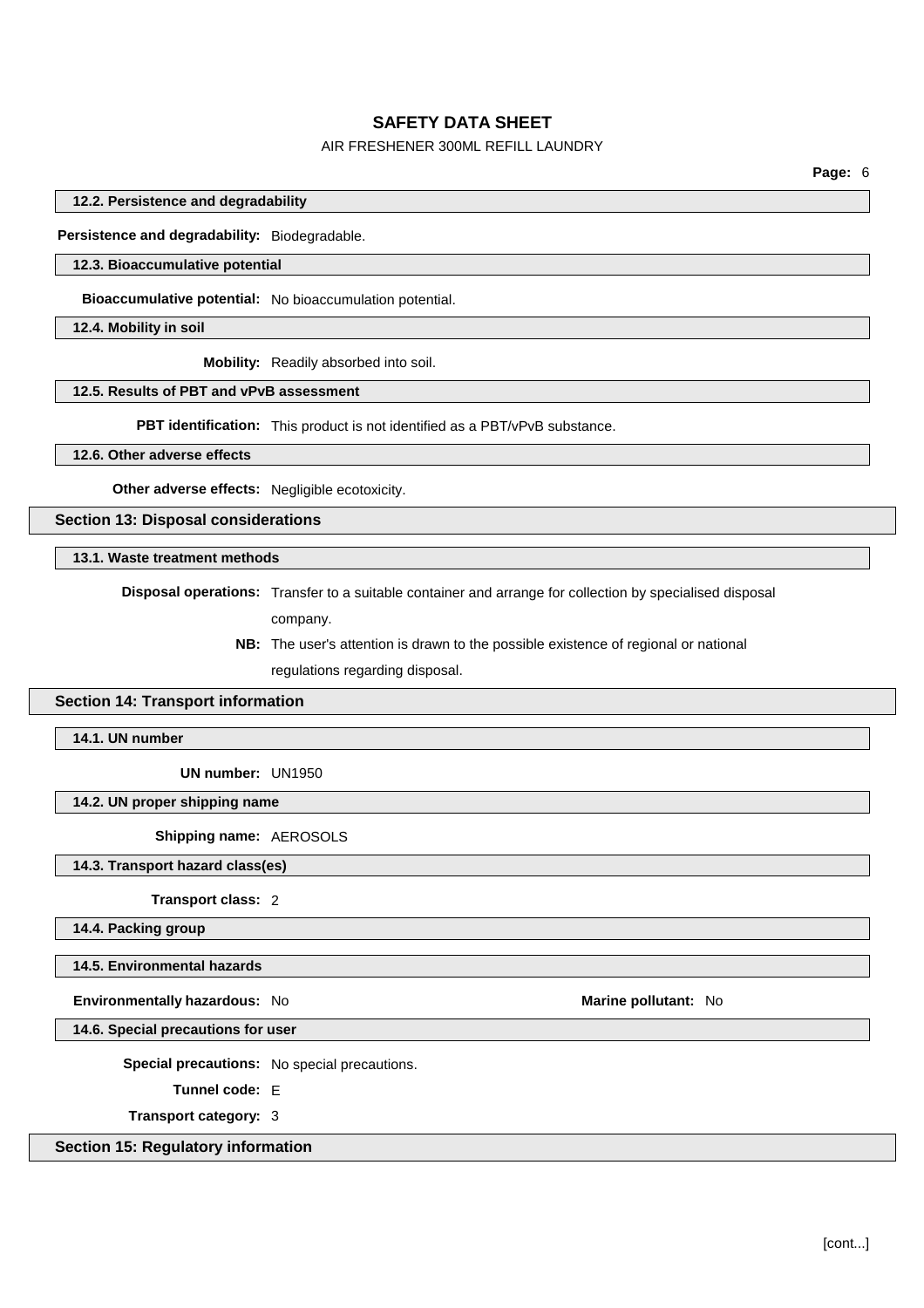### 12.2. Persistence and degradability

**Persistence and degradability:** Biodegradable.

### 12.3. Bioaccumulative potential

**Bioaccumulative potential:** No bioaccumulation potential.

### 12.4. Mobility in soil

**Mobility:** Readily absorbed into soil.

### 12.5. Results of PBT and vPvB assessment

**PBT identification:** This product is not identified as a PBT/vPvB substance.

### 12.6. Other adverse effects

**Other adverse effects:** Negligible ecotoxicity.

## Section 13: Disposal considerations

### 13.1. Waste treatment methods

**Disposal operations:** Transfer to a suitable container and arrange for collection by specialised disposal company.

**NB:** The user's attention is drawn to the possible existence of regional or national regulations regarding disposal.

## Section 14: Transport information

### 14.1. UN number

**UN number:** UN1950

### 14.2. UN proper shipping name

**Shipping name:** AEROSOLS

### 14.3. Transport hazard class(es)

**Transport class:** 2

### 14.4. Packing group

### 14.5. Environmental hazards

**Environmentally hazardous:** No

**Marine pollutant:** No

### 14.6. Special precautions for user

**Special precautions:** No special precautions.

**Tunnel code:** E

**Transport category:** 3

## Section 15: Regulatory information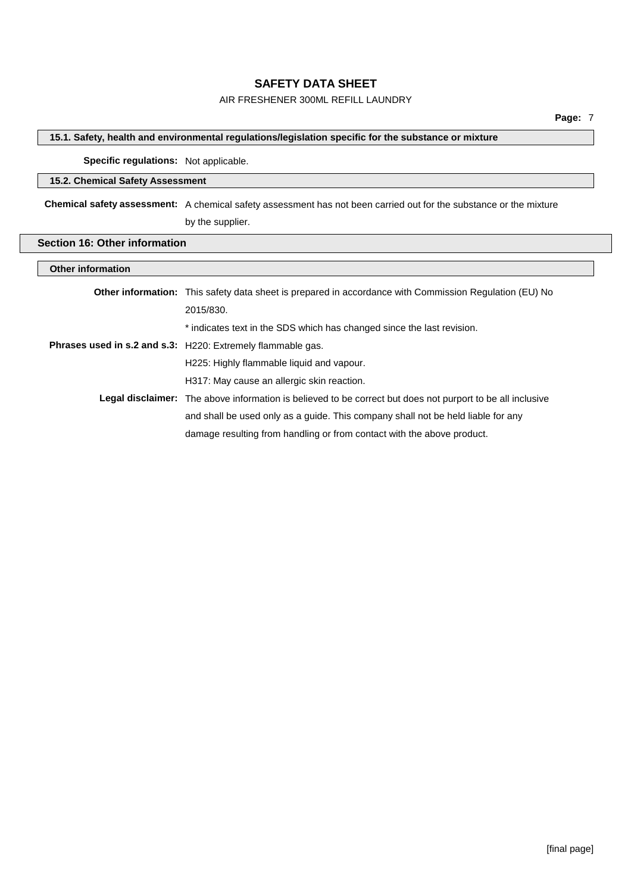### 15.1. Safety, health and environmental regulations/legislation specific for the substance or mixture

**Specific regulations:** Not applicable.

### 15.2. Chemical Safety Assessment

**Chemical safety assessment:** A chemical safety assessment has not been carried out for the substance or the mixture by the supplier.

## Section 16: Other information

### Other information

**Other information:** This safety data sheet is prepared in accordance with Commission Regulation (EU) No 2015/830.

* indicates text in the SDS which has changed since the last revision.

**Phrases used in s.2 and s.3:** H220: Extremely flammable gas.

H225: Highly flammable liquid and vapour.

H317: May cause an allergic skin reaction.

**Legal disclaimer:** The above information is believed to be correct but does not purport to be all inclusive and shall be used only as a guide. This company shall not be held liable for any damage resulting from handling or from contact with the above product.

[final page]